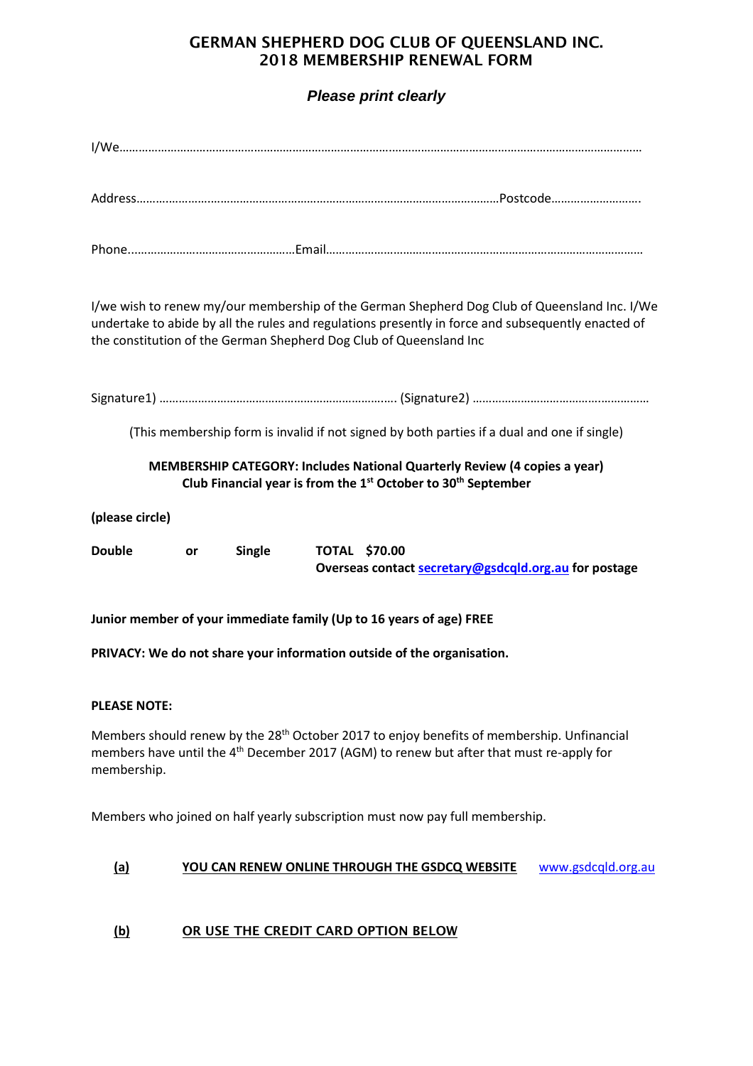# GERMAN SHEPHERD DOG CLUB OF QUEENSLAND INC.
## 2018 MEMBERSHIP RENEWAL FORM

***Please print clearly***

I/We…………………………………………………………………………………………………………………………………………………

Address………………………………………………………………………………………………………Postcode……………………….

Phone...……………………………………………Email………………………………………………………………………………………

I/we wish to renew my/our membership of the German Shepherd Dog Club of Queensland Inc. I/We undertake to abide by all the rules and regulations presently in force and subsequently enacted of the constitution of the German Shepherd Dog Club of Queensland Inc

Signature1) ……………………………………………………………….. (Signature2) ………………………………………………

(This membership form is invalid if not signed by both parties if a dual and one if single)

**MEMBERSHIP CATEGORY: Includes National Quarterly Review (4 copies a year)**
**Club Financial year is from the 1st October to 30th September**

**(please circle)**

**Double or Single TOTAL $70.00**
**Overseas contact [secretary@gsdcqld.org.au](mailto:secretary@gsdcqld.org.au) for postage**

**Junior member of your immediate family (Up to 16 years of age) FREE**

**PRIVACY: We do not share your information outside of the organisation.**

**PLEASE NOTE:**

Members should renew by the 28th October 2017 to enjoy benefits of membership. Unfinancial members have until the 4th December 2017 (AGM) to renew but after that must re-apply for membership.

Members who joined on half yearly subscription must now pay full membership.

**(a) YOU CAN RENEW ONLINE THROUGH THE GSDCQ WEBSITE** [www.gsdcqld.org.au](http://www.gsdcqld.org.au)

**(b) OR USE THE CREDIT CARD OPTION BELOW**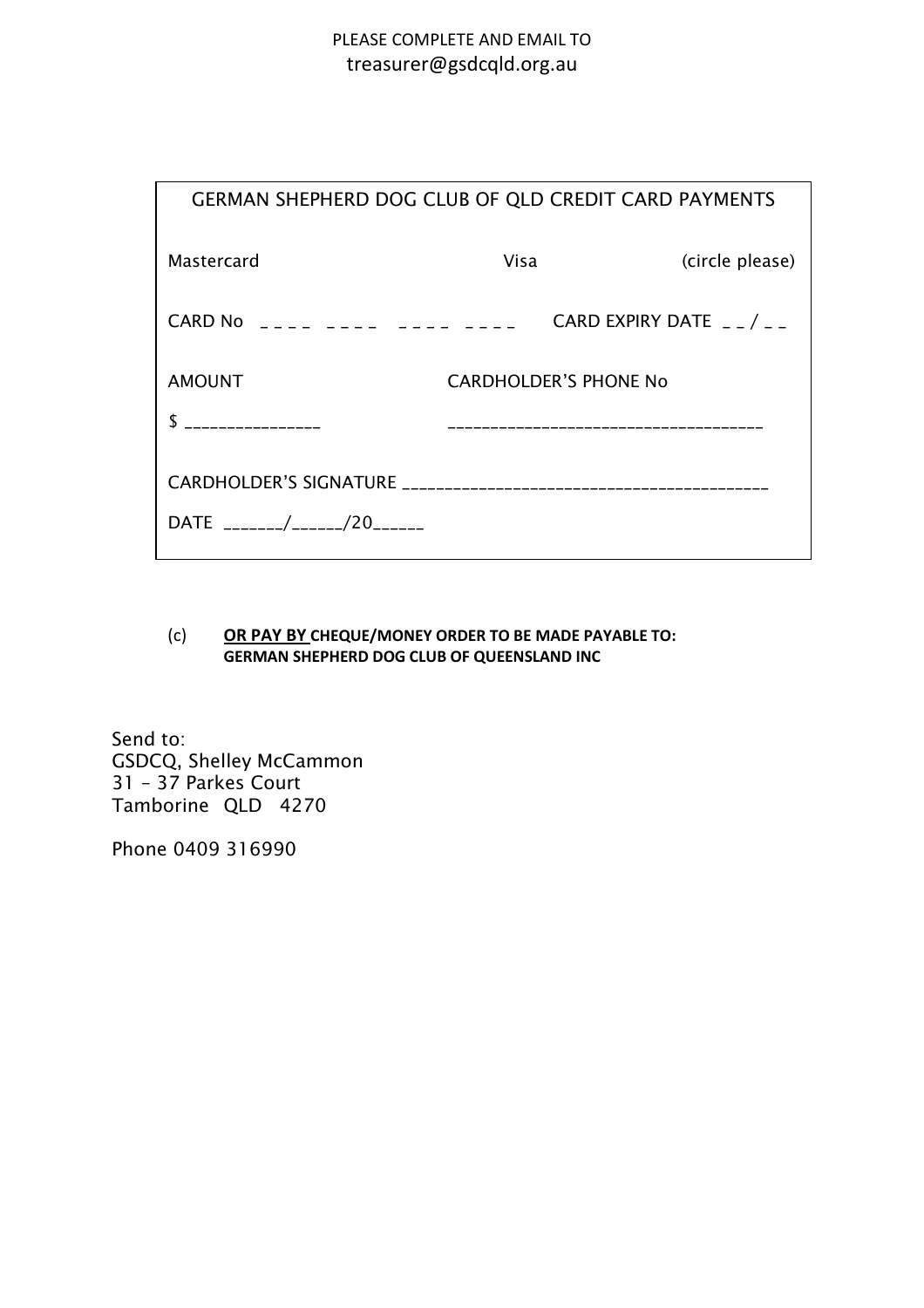PLEASE COMPLETE AND EMAIL TO
treasurer@gsdcqld.org.au

| GERMAN SHEPHERD DOG CLUB OF QLD CREDIT CARD PAYMENTS | | |
|---|---|---|
| Mastercard | Visa | (circle please) |
| CARD No _ _ _ _ _ _ _ _ _ _ _ _ _ _ _ _ | CARD EXPIRY DATE _ _ / _ _ | |
| AMOUNT | CARDHOLDER'S PHONE No | |
| $ _______________ | ___________________________________ | |
| CARDHOLDER'S SIGNATURE _______________________________________ | | |
| DATE _______/______/20______ | | |

(c) **<u>OR PAY BY</u> CHEQUE/MONEY ORDER TO BE MADE PAYABLE TO: GERMAN SHEPHERD DOG CLUB OF QUEENSLAND INC**

Send to:
GSDCQ, Shelley McCammon
31 – 37 Parkes Court
Tamborine QLD 4270

Phone 0409 316990